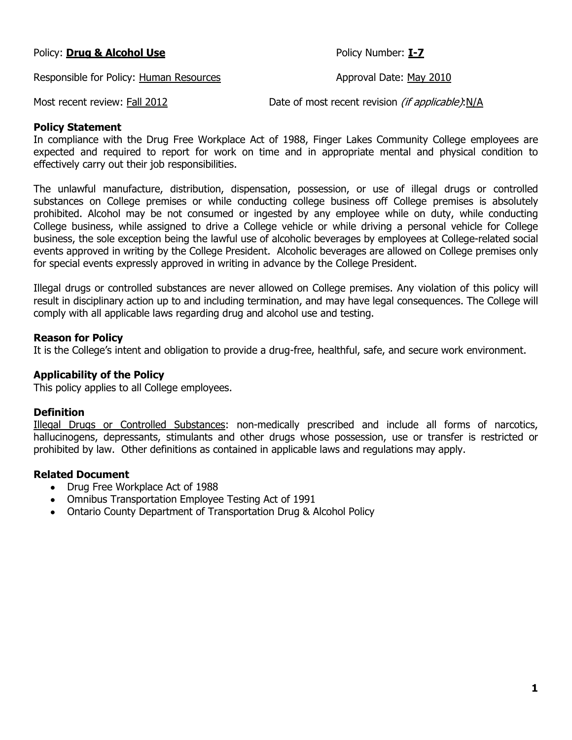Policy: **Drug & Alcohol Use** | Policy Number: **I-7**

Responsible for Policy: Human Resources | Approval Date: May 2010

Most recent review: Fall 2012 | Date of most recent revision *(if applicable)*: N/A

### Policy Statement

In compliance with the Drug Free Workplace Act of 1988, Finger Lakes Community College employees are expected and required to report for work on time and in appropriate mental and physical condition to effectively carry out their job responsibilities.

The unlawful manufacture, distribution, dispensation, possession, or use of illegal drugs or controlled substances on College premises or while conducting college business off College premises is absolutely prohibited. Alcohol may be not consumed or ingested by any employee while on duty, while conducting College business, while assigned to drive a College vehicle or while driving a personal vehicle for College business, the sole exception being the lawful use of alcoholic beverages by employees at College-related social events approved in writing by the College President. Alcoholic beverages are allowed on College premises only for special events expressly approved in writing in advance by the College President.

Illegal drugs or controlled substances are never allowed on College premises. Any violation of this policy will result in disciplinary action up to and including termination, and may have legal consequences. The College will comply with all applicable laws regarding drug and alcohol use and testing.

### Reason for Policy

It is the College's intent and obligation to provide a drug-free, healthful, safe, and secure work environment.

### Applicability of the Policy

This policy applies to all College employees.

### Definition

Illegal Drugs or Controlled Substances: non-medically prescribed and include all forms of narcotics, hallucinogens, depressants, stimulants and other drugs whose possession, use or transfer is restricted or prohibited by law. Other definitions as contained in applicable laws and regulations may apply.

### Related Document

- Drug Free Workplace Act of 1988
- Omnibus Transportation Employee Testing Act of 1991
- Ontario County Department of Transportation Drug & Alcohol Policy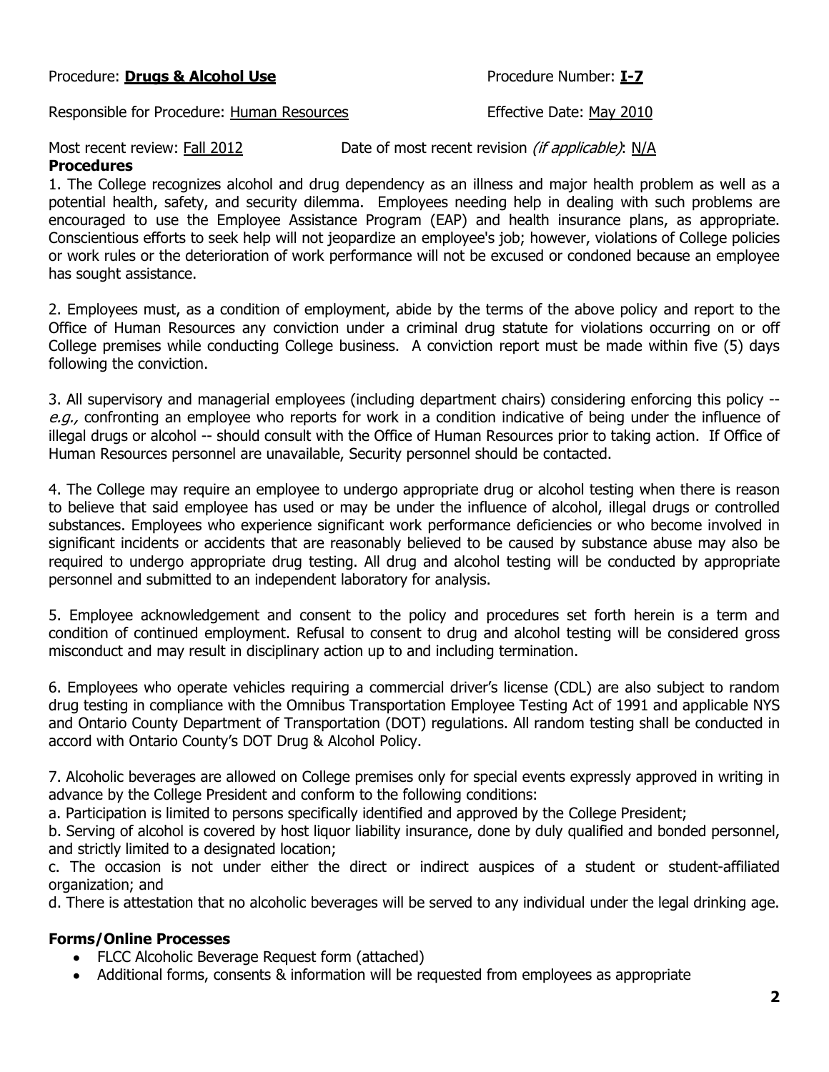Procedure: **Drugs & Alcohol Use** Procedure Number: **I-7**

Responsible for Procedure: Human Resources Effective Date: May 2010

Most recent review: Fall 2012 Date of most recent revision *(if applicable)*: N/A

**Procedures**

1. The College recognizes alcohol and drug dependency as an illness and major health problem as well as a potential health, safety, and security dilemma. Employees needing help in dealing with such problems are encouraged to use the Employee Assistance Program (EAP) and health insurance plans, as appropriate. Conscientious efforts to seek help will not jeopardize an employee's job; however, violations of College policies or work rules or the deterioration of work performance will not be excused or condoned because an employee has sought assistance.

2. Employees must, as a condition of employment, abide by the terms of the above policy and report to the Office of Human Resources any conviction under a criminal drug statute for violations occurring on or off College premises while conducting College business. A conviction report must be made within five (5) days following the conviction.

3. All supervisory and managerial employees (including department chairs) considering enforcing this policy -- *e.g.,* confronting an employee who reports for work in a condition indicative of being under the influence of illegal drugs or alcohol -- should consult with the Office of Human Resources prior to taking action. If Office of Human Resources personnel are unavailable, Security personnel should be contacted.

4. The College may require an employee to undergo appropriate drug or alcohol testing when there is reason to believe that said employee has used or may be under the influence of alcohol, illegal drugs or controlled substances. Employees who experience significant work performance deficiencies or who become involved in significant incidents or accidents that are reasonably believed to be caused by substance abuse may also be required to undergo appropriate drug testing. All drug and alcohol testing will be conducted by appropriate personnel and submitted to an independent laboratory for analysis.

5. Employee acknowledgement and consent to the policy and procedures set forth herein is a term and condition of continued employment. Refusal to consent to drug and alcohol testing will be considered gross misconduct and may result in disciplinary action up to and including termination.

6. Employees who operate vehicles requiring a commercial driver's license (CDL) are also subject to random drug testing in compliance with the Omnibus Transportation Employee Testing Act of 1991 and applicable NYS and Ontario County Department of Transportation (DOT) regulations. All random testing shall be conducted in accord with Ontario County's DOT Drug & Alcohol Policy.

7. Alcoholic beverages are allowed on College premises only for special events expressly approved in writing in advance by the College President and conform to the following conditions:

a. Participation is limited to persons specifically identified and approved by the College President;

b. Serving of alcohol is covered by host liquor liability insurance, done by duly qualified and bonded personnel, and strictly limited to a designated location;

c. The occasion is not under either the direct or indirect auspices of a student or student-affiliated organization; and

d. There is attestation that no alcoholic beverages will be served to any individual under the legal drinking age.

**Forms/Online Processes**

- FLCC Alcoholic Beverage Request form (attached)
- Additional forms, consents & information will be requested from employees as appropriate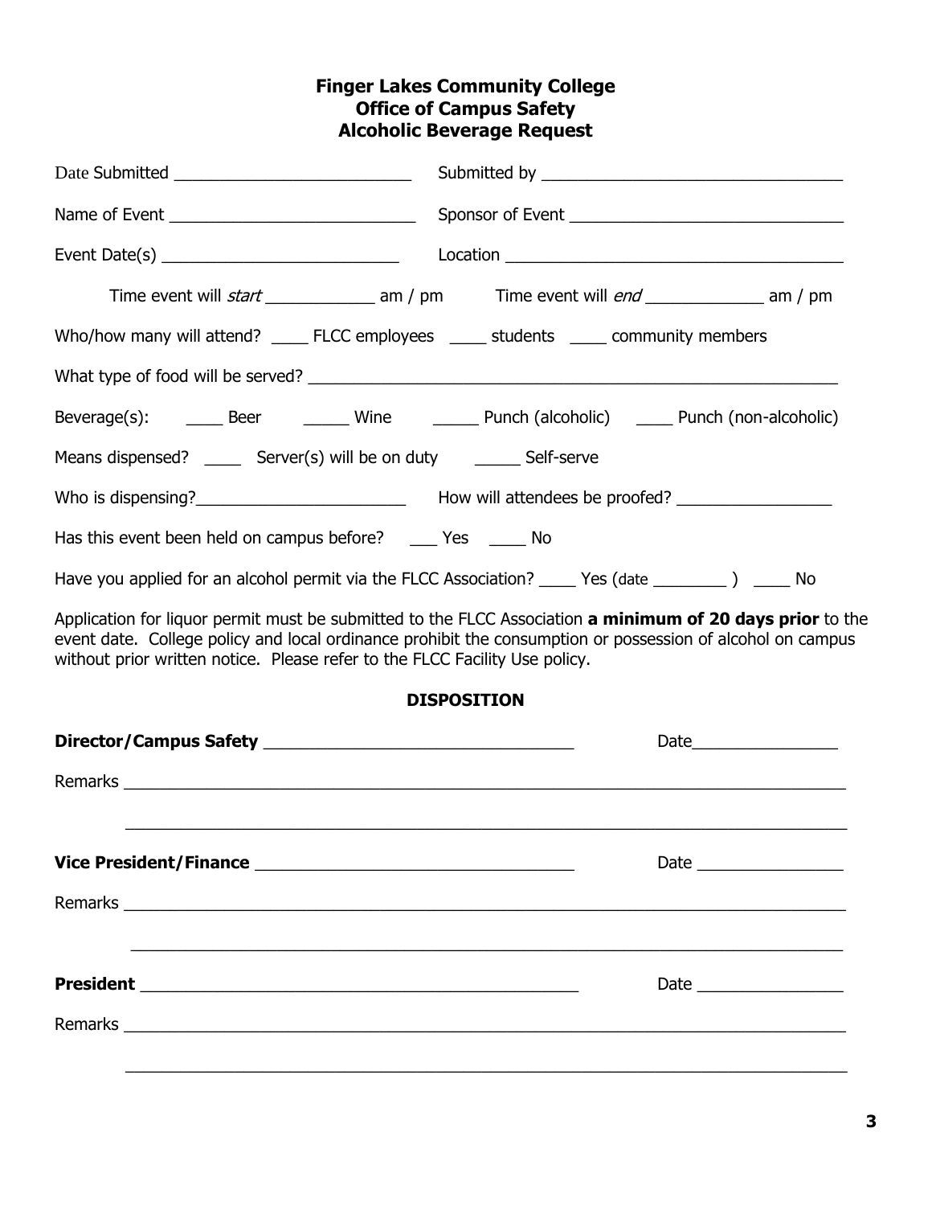**Finger Lakes Community College**
**Office of Campus Safety**
**Alcoholic Beverage Request**

Date Submitted ______________________ Submitted by ______________________________

Name of Event ______________________ Sponsor of Event ___________________________

Event Date(s) ______________________ Location _________________________________

Time event will *start* ___________ am / pm Time event will *end* ____________ am / pm

Who/how many will attend? ____ FLCC employees ____ students ____ community members

What type of food will be served? _______________________________________________

Beverage(s): ____ Beer _____ Wine _____ Punch (alcoholic) ____ Punch (non-alcoholic)

Means dispensed? ____ Server(s) will be on duty _____ Self-serve

Who is dispensing?____________________ How will attendees be proofed? ______________

Has this event been held on campus before? ___ Yes ____ No

Have you applied for an alcohol permit via the FLCC Association? ____ Yes (date ________ ) ____ No

Application for liquor permit must be submitted to the FLCC Association **a minimum of 20 days prior** to the event date. College policy and local ordinance prohibit the consumption or possession of alcohol on campus without prior written notice. Please refer to the FLCC Facility Use policy.

**DISPOSITION**

**Director/Campus Safety** ______________________________ Date_______________

Remarks ___________________________________________________________________

___________________________________________________________________

**Vice President/Finance** ______________________________ Date _______________

Remarks ___________________________________________________________________

___________________________________________________________________

**President** __________________________________________ Date _______________

Remarks ___________________________________________________________________

___________________________________________________________________